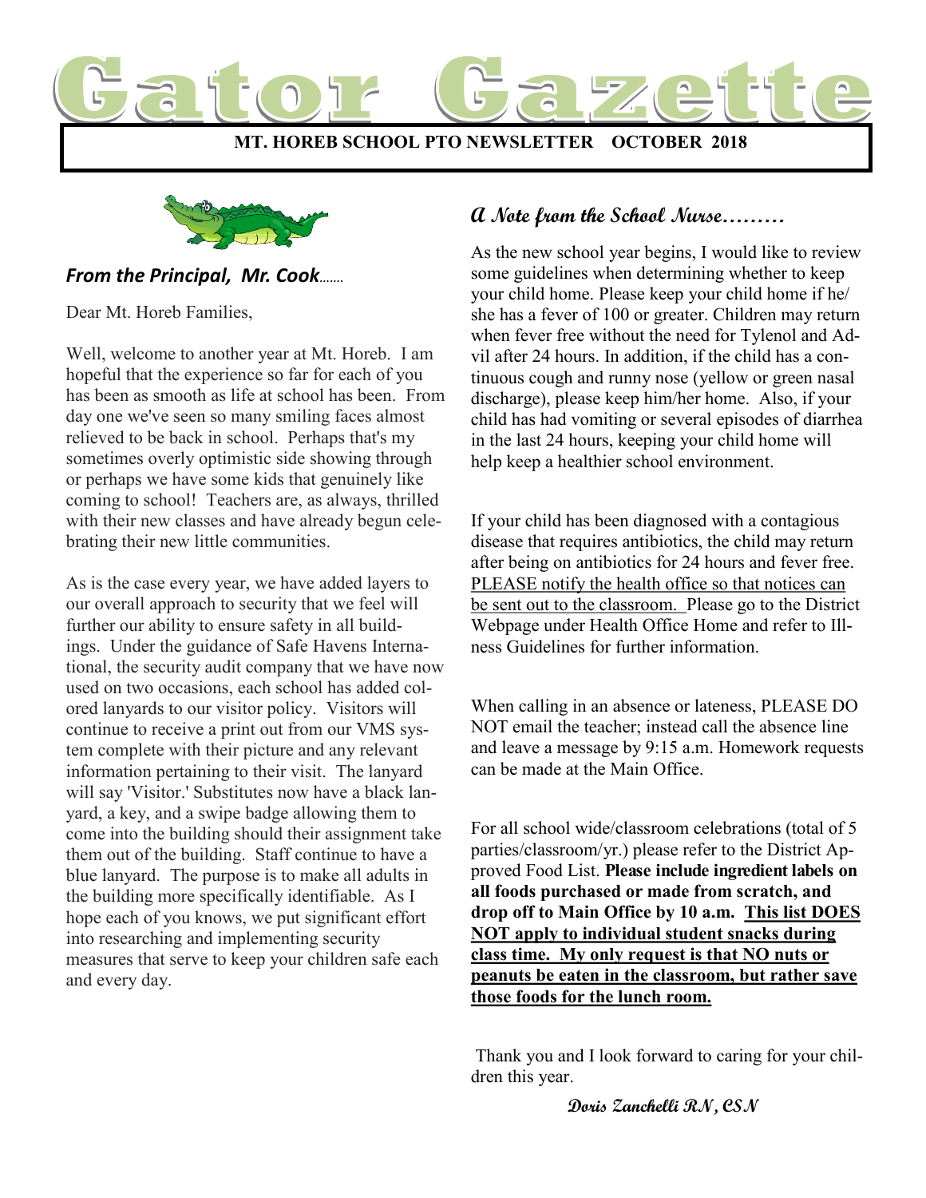# Gator Gazette

**MT. HOREB SCHOOL PTO NEWSLETTER OCTOBER 2018**

### *From the Principal, Mr. Cook……*

Dear Mt. Horeb Families,

Well, welcome to another year at Mt. Horeb. I am hopeful that the experience so far for each of you has been as smooth as life at school has been. From day one we've seen so many smiling faces almost relieved to be back in school. Perhaps that's my sometimes overly optimistic side showing through or perhaps we have some kids that genuinely like coming to school! Teachers are, as always, thrilled with their new classes and have already begun celebrating their new little communities.

As is the case every year, we have added layers to our overall approach to security that we feel will further our ability to ensure safety in all buildings. Under the guidance of Safe Havens International, the security audit company that we have now used on two occasions, each school has added colored lanyards to our visitor policy. Visitors will continue to receive a print out from our VMS system complete with their picture and any relevant information pertaining to their visit. The lanyard will say 'Visitor.' Substitutes now have a black lanyard, a key, and a swipe badge allowing them to come into the building should their assignment take them out of the building. Staff continue to have a blue lanyard. The purpose is to make all adults in the building more specifically identifiable. As I hope each of you knows, we put significant effort into researching and implementing security measures that serve to keep your children safe each and every day.

### A Note from the School Nurse………

As the new school year begins, I would like to review some guidelines when determining whether to keep your child home. Please keep your child home if he/she has a fever of 100 or greater. Children may return when fever free without the need for Tylenol and Advil after 24 hours. In addition, if the child has a continuous cough and runny nose (yellow or green nasal discharge), please keep him/her home. Also, if your child has had vomiting or several episodes of diarrhea in the last 24 hours, keeping your child home will help keep a healthier school environment.

If your child has been diagnosed with a contagious disease that requires antibiotics, the child may return after being on antibiotics for 24 hours and fever free. <u>PLEASE notify the health office so that notices can be sent out to the classroom.</u> Please go to the District Webpage under Health Office Home and refer to Illness Guidelines for further information.

When calling in an absence or lateness, PLEASE DO NOT email the teacher; instead call the absence line and leave a message by 9:15 a.m. Homework requests can be made at the Main Office.

For all school wide/classroom celebrations (total of 5 parties/classroom/yr.) please refer to the District Approved Food List. **Please include ingredient labels on all foods purchased or made from scratch, and drop off to Main Office by 10 a.m. <u>This list DOES NOT apply to individual student snacks during class time. My only request is that NO nuts or peanuts be eaten in the classroom, but rather save those foods for the lunch room.</u>**

Thank you and I look forward to caring for your children this year.

**Doris Zanchelli RN, CSN**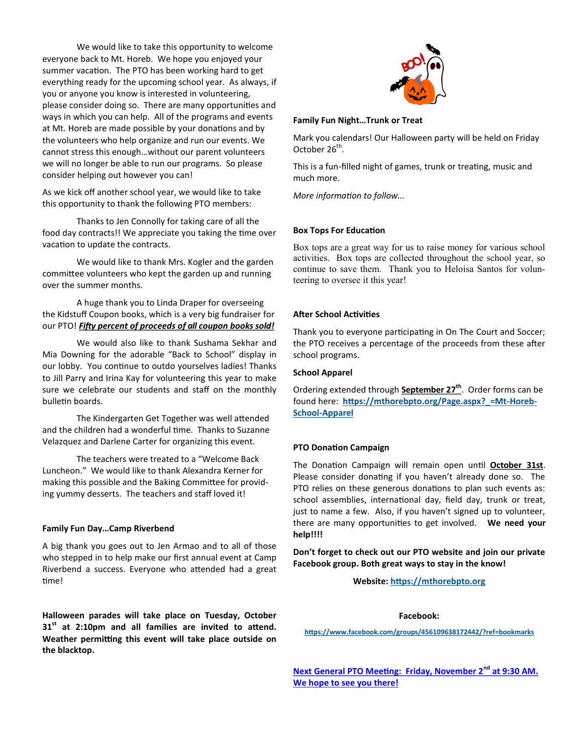We would like to take this opportunity to welcome everyone back to Mt. Horeb. We hope you enjoyed your summer vacation. The PTO has been working hard to get everything ready for the upcoming school year. As always, if you or anyone you know is interested in volunteering, please consider doing so. There are many opportunities and ways in which you can help. All of the programs and events at Mt. Horeb are made possible by your donations and by the volunteers who help organize and run our events. We cannot stress this enough…without our parent volunteers we will no longer be able to run our programs. So please consider helping out however you can!

As we kick off another school year, we would like to take this opportunity to thank the following PTO members:

Thanks to Jen Connolly for taking care of all the food day contracts!! We appreciate you taking the time over vacation to update the contracts.

We would like to thank Mrs. Kogler and the garden committee volunteers who kept the garden up and running over the summer months.

A huge thank you to Linda Draper for overseeing the Kidstuff Coupon books, which is a very big fundraiser for our PTO! ***Fifty percent of proceeds of all coupon books sold!***

We would also like to thank Sushama Sekhar and Mia Downing for the adorable "Back to School" display in our lobby. You continue to outdo yourselves ladies! Thanks to Jill Parry and Irina Kay for volunteering this year to make sure we celebrate our students and staff on the monthly bulletin boards.

The Kindergarten Get Together was well attended and the children had a wonderful time. Thanks to Suzanne Velazquez and Darlene Carter for organizing this event.

The teachers were treated to a "Welcome Back Luncheon." We would like to thank Alexandra Kerner for making this possible and the Baking Committee for providing yummy desserts. The teachers and staff loved it!

**Family Fun Day…Camp Riverbend**

A big thank you goes out to Jen Armao and to all of those who stepped in to help make our first annual event at Camp Riverbend a success. Everyone who attended had a great time!

**Halloween parades will take place on Tuesday, October 31st at 2:10pm and all families are invited to attend. Weather permitting this event will take place outside on the blacktop.**

**Family Fun Night…Trunk or Treat**

Mark you calendars! Our Halloween party will be held on Friday October 26th.

This is a fun-filled night of games, trunk or treating, music and much more.

*More information to follow...*

**Box Tops For Education**

Box tops are a great way for us to raise money for various school activities. Box tops are collected throughout the school year, so continue to save them. Thank you to Heloisa Santos for volunteering to oversee it this year!

**After School Activities**

Thank you to everyone participating in On The Court and Soccer; the PTO receives a percentage of the proceeds from these after school programs.

**School Apparel**

Ordering extended through **September 27th**. Order forms can be found here: https://mthorebpto.org/Page.aspx?_=Mt-Horeb-School-Apparel

**PTO Donation Campaign**

The Donation Campaign will remain open until **October 31st**. Please consider donating if you haven't already done so. The PTO relies on these generous donations to plan such events as: school assemblies, international day, field day, trunk or treat, just to name a few. Also, if you haven't signed up to volunteer, there are many opportunities to get involved. **We need your help!!!!**

**Don't forget to check out our PTO website and join our private Facebook group. Both great ways to stay in the know!**

**Website:** https://mthorebpto.org

**Facebook:**

https://www.facebook.com/groups/456109638172442/?ref=bookmarks

**Next General PTO Meeting: Friday, November 2nd at 9:30 AM. We hope to see you there!**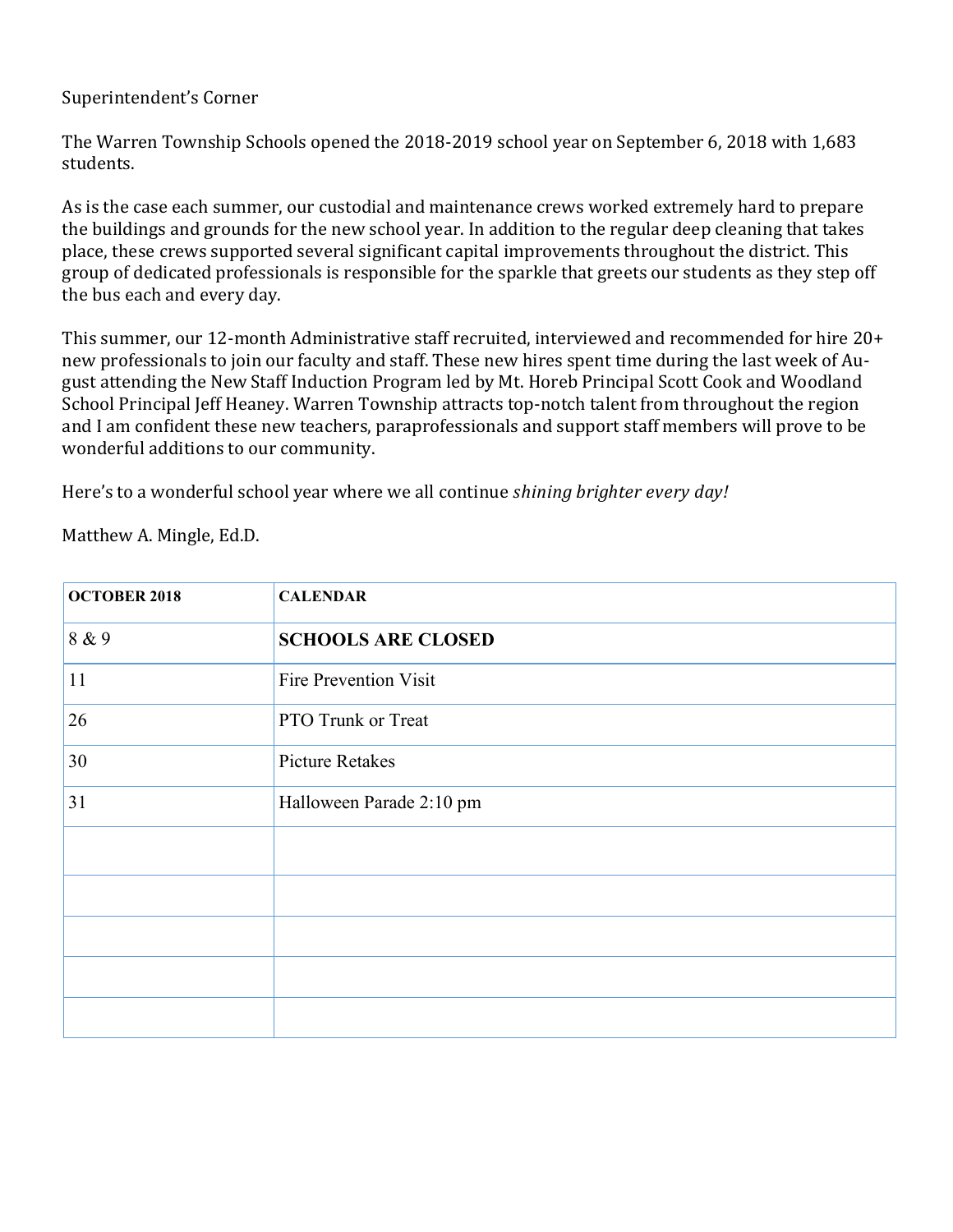## Superintendent's Corner

The Warren Township Schools opened the 2018-2019 school year on September 6, 2018 with 1,683 students.

As is the case each summer, our custodial and maintenance crews worked extremely hard to prepare the buildings and grounds for the new school year. In addition to the regular deep cleaning that takes place, these crews supported several significant capital improvements throughout the district. This group of dedicated professionals is responsible for the sparkle that greets our students as they step off the bus each and every day.

This summer, our 12-month Administrative staff recruited, interviewed and recommended for hire 20+ new professionals to join our faculty and staff. These new hires spent time during the last week of August attending the New Staff Induction Program led by Mt. Horeb Principal Scott Cook and Woodland School Principal Jeff Heaney. Warren Township attracts top-notch talent from throughout the region and I am confident these new teachers, paraprofessionals and support staff members will prove to be wonderful additions to our community.

Here's to a wonderful school year where we all continue *shining brighter every day!*

Matthew A. Mingle, Ed.D.

| OCTOBER 2018 | CALENDAR |
|---|---|
| 8 & 9 | **SCHOOLS ARE CLOSED** |
| 11 | Fire Prevention Visit |
| 26 | PTO Trunk or Treat |
| 30 | Picture Retakes |
| 31 | Halloween Parade 2:10 pm |
| | |
| | |
| | |
| | |
| | |